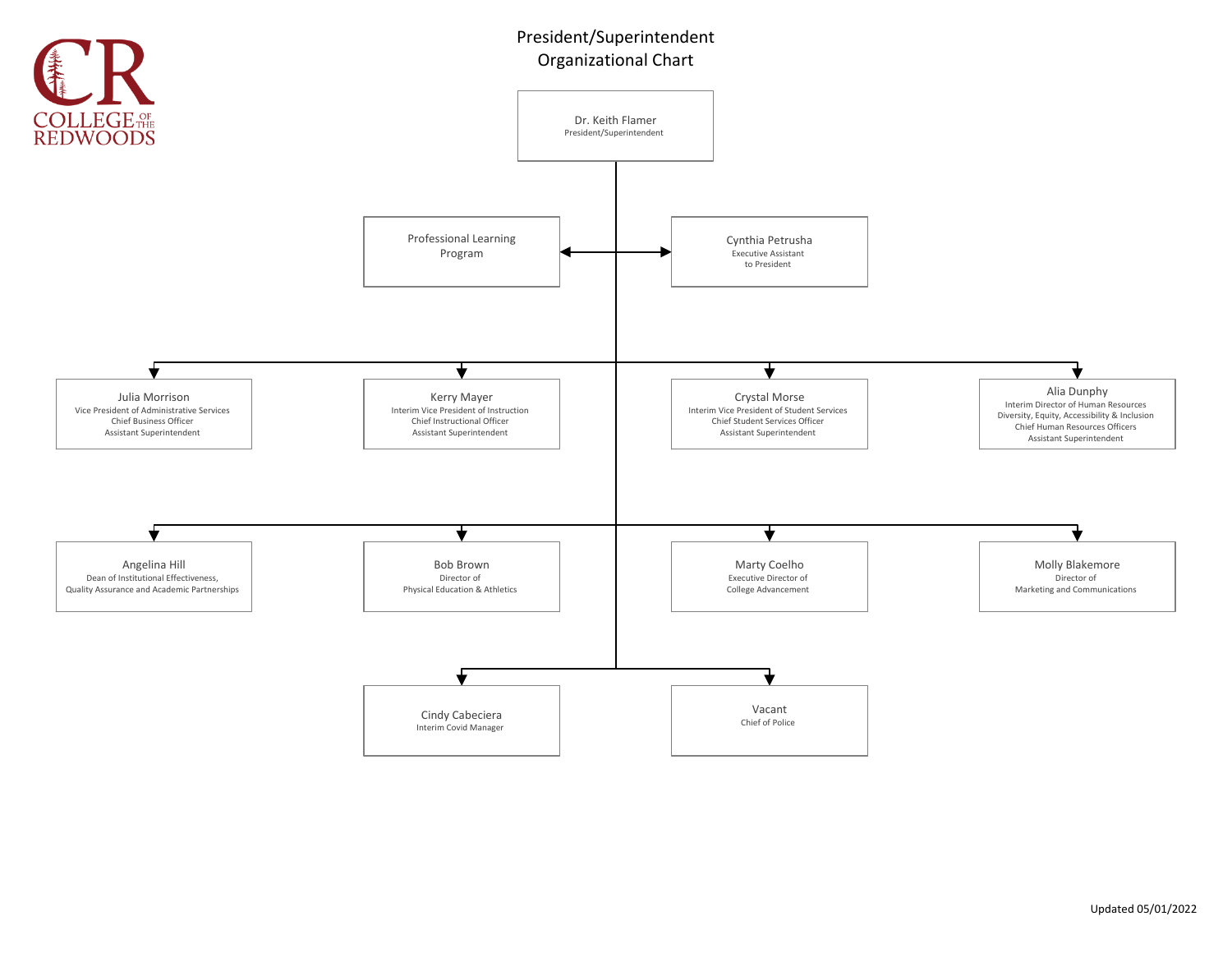COLLEGE OF THE REDWOODS

# President/Superintendent Organizational Chart

**Dr. Keith Flamer**
President/Superintendent

- **Professional Learning Program**
- **Cynthia Petrusha**
  Executive Assistant to President

---

- **Julia Morrison**
  Vice President of Administrative Services
  Chief Business Officer
  Assistant Superintendent
- **Kerry Mayer**
  Interim Vice President of Instruction
  Chief Instructional Officer
  Assistant Superintendent
- **Crystal Morse**
  Interim Vice President of Student Services
  Chief Student Services Officer
  Assistant Superintendent
- **Alia Dunphy**
  Interim Director of Human Resources
  Diversity, Equity, Accessibility & Inclusion
  Chief Human Resources Officers
  Assistant Superintendent

---

- **Angelina Hill**
  Dean of Institutional Effectiveness,
  Quality Assurance and Academic Partnerships
- **Bob Brown**
  Director of
  Physical Education & Athletics
- **Marty Coelho**
  Executive Director of
  College Advancement
- **Molly Blakemore**
  Director of
  Marketing and Communications

---

- **Cindy Cabeciera**
  Interim Covid Manager
- **Vacant**
  Chief of Police

Updated 05/01/2022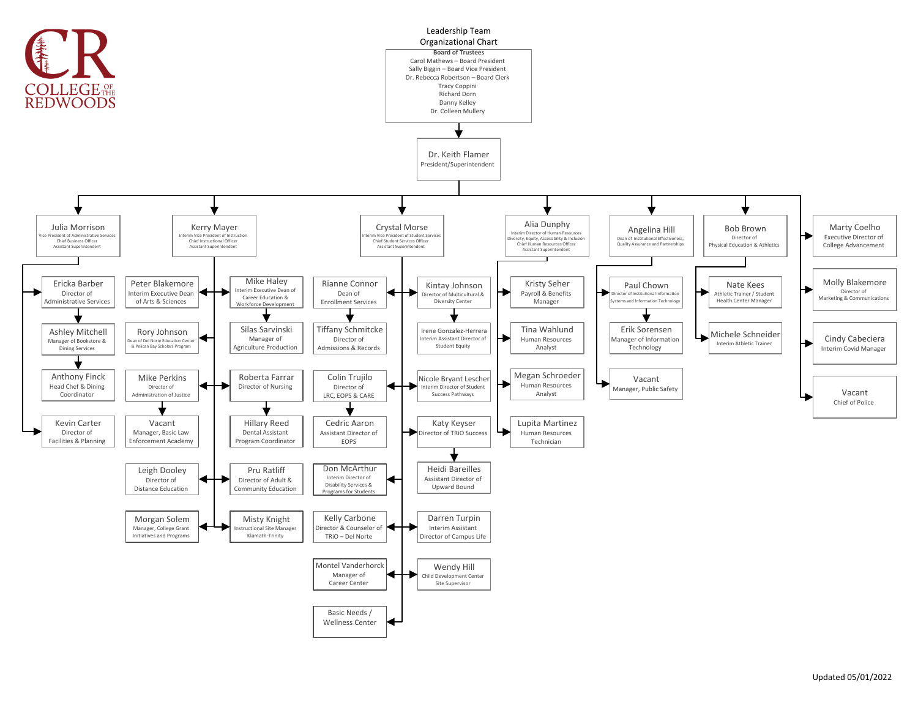# Leadership Team Organizational Chart

COLLEGE OF THE REDWOODS

**Board of Trustees**
- Carol Mathews – Board President
- Sally Biggin – Board Vice President
- Dr. Rebecca Robertson – Board Clerk
- Tracy Coppini
- Richard Dorn
- Danny Kelley
- Dr. Colleen Mullery

**Dr. Keith Flamer** – President/Superintendent

## Julia Morrison
Vice President of Administrative Services, Chief Business Officer, Assistant Superintendent

- Ericka Barber – Director of Administrative Services
  - Ashley Mitchell – Manager of Bookstore & Dining Services
    - Anthony Finck – Head Chef & Dining Coordinator
- Kevin Carter – Director of Facilities & Planning

## Kerry Mayer
Interim Vice President of Instruction, Chief Instructional Officer, Assistant Superintendent

- Peter Blakemore – Interim Executive Dean of Arts & Sciences
- Rory Johnson – Dean of Del Norte Education Center & Pelican Bay Scholars Program
- Mike Perkins – Director of Administration of Justice
  - Vacant – Manager, Basic Law Enforcement Academy
- Leigh Dooley – Director of Distance Education
- Morgan Solem – Manager, College Grant Initiatives and Programs
- Mike Haley – Interim Executive Dean of Career Education & Workforce Development
  - Silas Sarvinski – Manager of Agriculture Production
- Roberta Farrar – Director of Nursing
  - Hillary Reed – Dental Assistant Program Coordinator
- Pru Ratliff – Director of Adult & Community Education
- Misty Knight – Instructional Site Manager Klamath-Trinity

## Crystal Morse
Interim Vice President of Student Services, Chief Student Services Officer, Assistant Superintendent

- Rianne Connor – Dean of Enrollment Services
  - Tiffany Schmitcke – Director of Admissions & Records
- Colin Trujillo – Director of LRC, EOPS & CARE
  - Cedric Aaron – Assistant Director of EOPS
- Don McArthur – Interim Director of Disability Services & Programs for Students
- Kelly Carbone – Director & Counselor of TRiO – Del Norte
- Montel Vanderhorck – Manager of Career Center
- Basic Needs / Wellness Center
- Kintay Johnson – Director of Multicultural & Diversity Center
  - Irene Gonzalez-Herrera – Interim Assistant Director of Student Equity
- Nicole Bryant Lescher – Interim Director of Student Success Pathways
- Katy Keyser – Director of TRiO Success
  - Heidi Bareilles – Assistant Director of Upward Bound
- Darren Turpin – Interim Assistant Director of Campus Life
- Wendy Hill – Child Development Center Site Supervisor

## Alia Dunphy
Interim Director of Human Resources, Diversity, Equity, Accessibility & Inclusion, Chief Human Resources Officer, Assistant Superintendent

- Kristy Seher – Payroll & Benefits Manager
- Tina Wahlund – Human Resources Analyst
- Megan Schroeder – Human Resources Analyst
- Lupita Martinez – Human Resources Technician

## Angelina Hill
Dean of Institutional Effectiveness, Quality Assurance and Partnerships

- Paul Chown – Director of Institutional Information Systems and Information Technology
  - Erik Sorensen – Manager of Information Technology
- Vacant – Manager, Public Safety

## Bob Brown
Director of Physical Education & Athletics

- Nate Kees – Athletic Trainer / Student Health Center Manager
- Michele Schneider – Interim Athletic Trainer

## Direct reports to President
- Marty Coelho – Executive Director of College Advancement
- Molly Blakemore – Director of Marketing & Communications
- Cindy Cabeciera – Interim Covid Manager
- Vacant – Chief of Police

Updated 05/01/2022